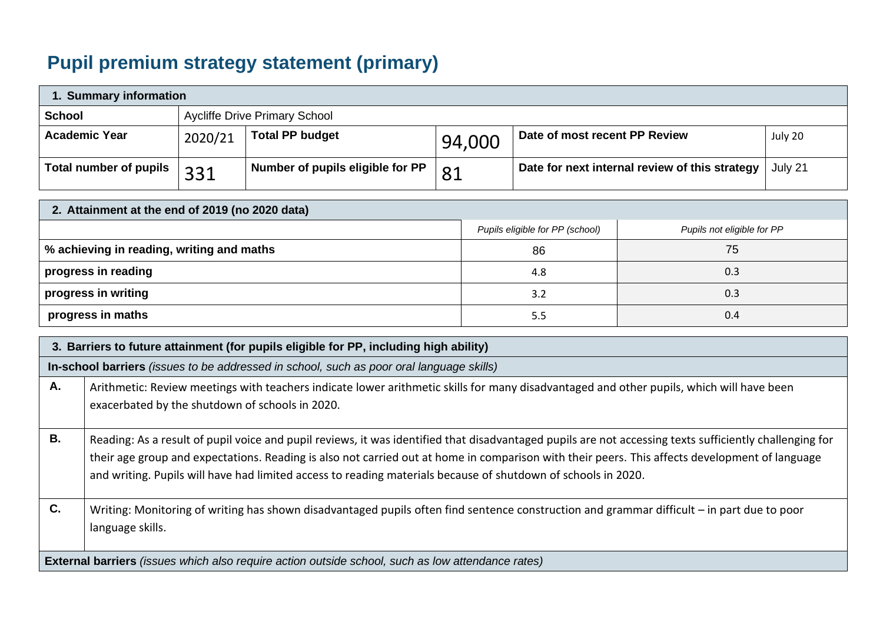# Pupil premium strategy statement (primary)

| 1. Summary information | | | | | |
|---|---|---|---|---|---|
| **School** | Aycliffe Drive Primary School | | | | |
| **Academic Year** | 2020/21 | **Total PP budget** | 94,000 | **Date of most recent PP Review** | July 20 |
| **Total number of pupils** | 331 | **Number of pupils eligible for PP** | 81 | **Date for next internal review of this strategy** | July 21 |

| 2. Attainment at the end of 2019 (no 2020 data) | | |
|---|---|---|
| | *Pupils eligible for PP (school)* | *Pupils not eligible for PP* |
| **% achieving in reading, writing and maths** | 86 | 75 |
| **progress in reading** | 4.8 | 0.3 |
| **progress in writing** | 3.2 | 0.3 |
| **progress in maths** | 5.5 | 0.4 |

| 3. Barriers to future attainment (for pupils eligible for PP, including high ability) | |
|---|---|
| **In-school barriers** *(issues to be addressed in school, such as poor oral language skills)* | |
| **A.** | Arithmetic: Review meetings with teachers indicate lower arithmetic skills for many disadvantaged and other pupils, which will have been exacerbated by the shutdown of schools in 2020. |
| **B.** | Reading: As a result of pupil voice and pupil reviews, it was identified that disadvantaged pupils are not accessing texts sufficiently challenging for their age group and expectations. Reading is also not carried out at home in comparison with their peers. This affects development of language and writing. Pupils will have had limited access to reading materials because of shutdown of schools in 2020. |
| **C.** | Writing: Monitoring of writing has shown disadvantaged pupils often find sentence construction and grammar difficult – in part due to poor language skills. |
| **External barriers** *(issues which also require action outside school, such as low attendance rates)* | |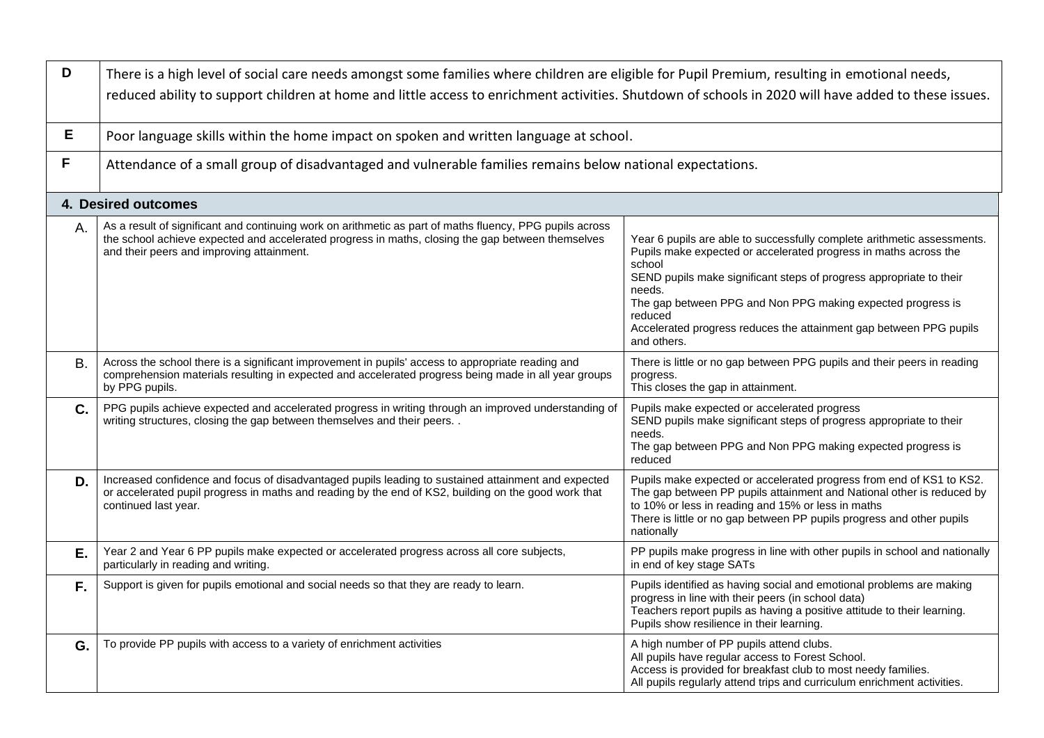| | |
|---|---|
| D | There is a high level of social care needs amongst some families where children are eligible for Pupil Premium, resulting in emotional needs, reduced ability to support children at home and little access to enrichment activities. Shutdown of schools in 2020 will have added to these issues. |
| E | Poor language skills within the home impact on spoken and written language at school. |
| F | Attendance of a small group of disadvantaged and vulnerable families remains below national expectations. |

## 4. Desired outcomes

| | | |
|---|---|---|
| A. | As a result of significant and continuing work on arithmetic as part of maths fluency, PPG pupils across the school achieve expected and accelerated progress in maths, closing the gap between themselves and their peers and improving attainment. | Year 6 pupils are able to successfully complete arithmetic assessments.<br>Pupils make expected or accelerated progress in maths across the school<br>SEND pupils make significant steps of progress appropriate to their needs.<br>The gap between PPG and Non PPG making expected progress is reduced<br>Accelerated progress reduces the attainment gap between PPG pupils and others. |
| B. | Across the school there is a significant improvement in pupils' access to appropriate reading and comprehension materials resulting in expected and accelerated progress being made in all year groups by PPG pupils. | There is little or no gap between PPG pupils and their peers in reading progress.<br>This closes the gap in attainment. |
| C. | PPG pupils achieve expected and accelerated progress in writing through an improved understanding of writing structures, closing the gap between themselves and their peers. . | Pupils make expected or accelerated progress<br>SEND pupils make significant steps of progress appropriate to their needs.<br>The gap between PPG and Non PPG making expected progress is reduced |
| D. | Increased confidence and focus of disadvantaged pupils leading to sustained attainment and expected or accelerated pupil progress in maths and reading by the end of KS2, building on the good work that continued last year. | Pupils make expected or accelerated progress from end of KS1 to KS2.<br>The gap between PP pupils attainment and National other is reduced by to 10% or less in reading and 15% or less in maths<br>There is little or no gap between PP pupils progress and other pupils nationally |
| E. | Year 2 and Year 6 PP pupils make expected or accelerated progress across all core subjects, particularly in reading and writing. | PP pupils make progress in line with other pupils in school and nationally in end of key stage SATs |
| F. | Support is given for pupils emotional and social needs so that they are ready to learn. | Pupils identified as having social and emotional problems are making progress in line with their peers (in school data)<br>Teachers report pupils as having a positive attitude to their learning.<br>Pupils show resilience in their learning. |
| G. | To provide PP pupils with access to a variety of enrichment activities | A high number of PP pupils attend clubs.<br>All pupils have regular access to Forest School.<br>Access is provided for breakfast club to most needy families.<br>All pupils regularly attend trips and curriculum enrichment activities. |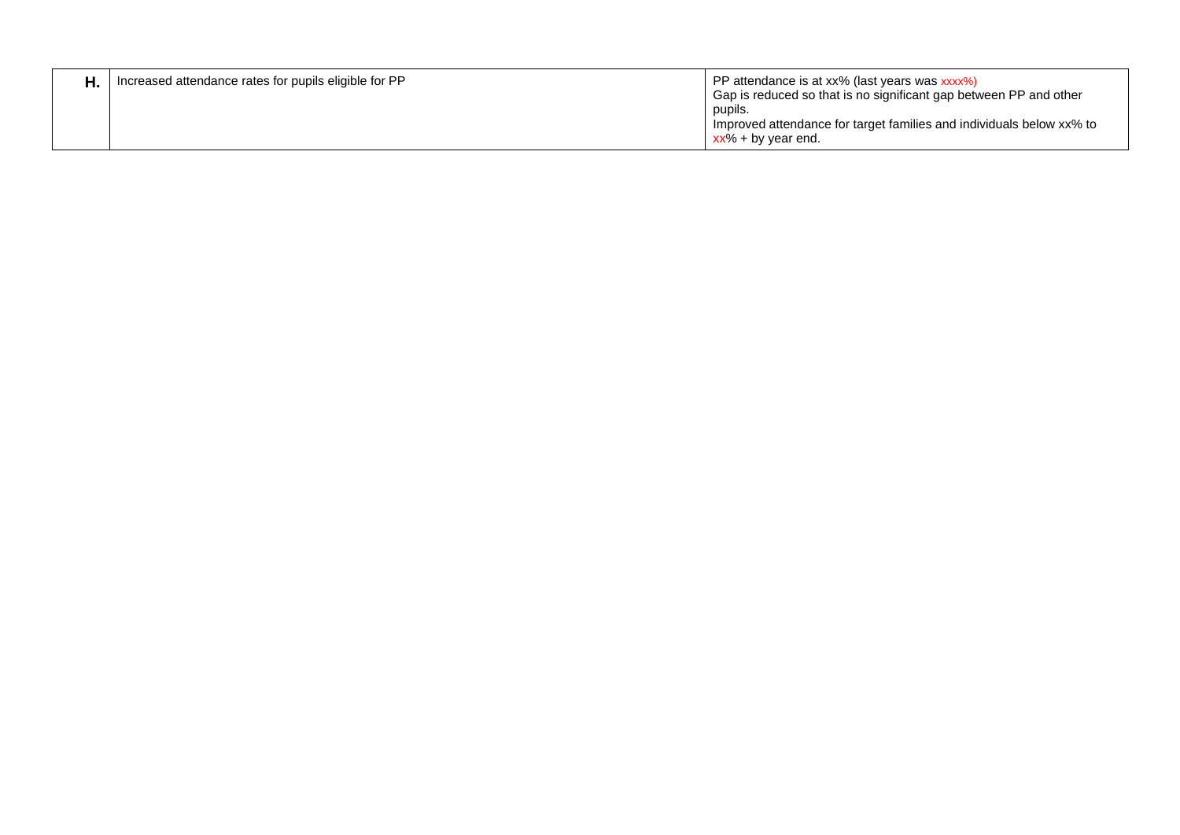| | | |
|---|---|---|
| **H.** | Increased attendance rates for pupils eligible for PP | PP attendance is at xx% (last years was xxxx%)<br>Gap is reduced so that is no significant gap between PP and other pupils.<br>Improved attendance for target families and individuals below xx% to xx% + by year end. |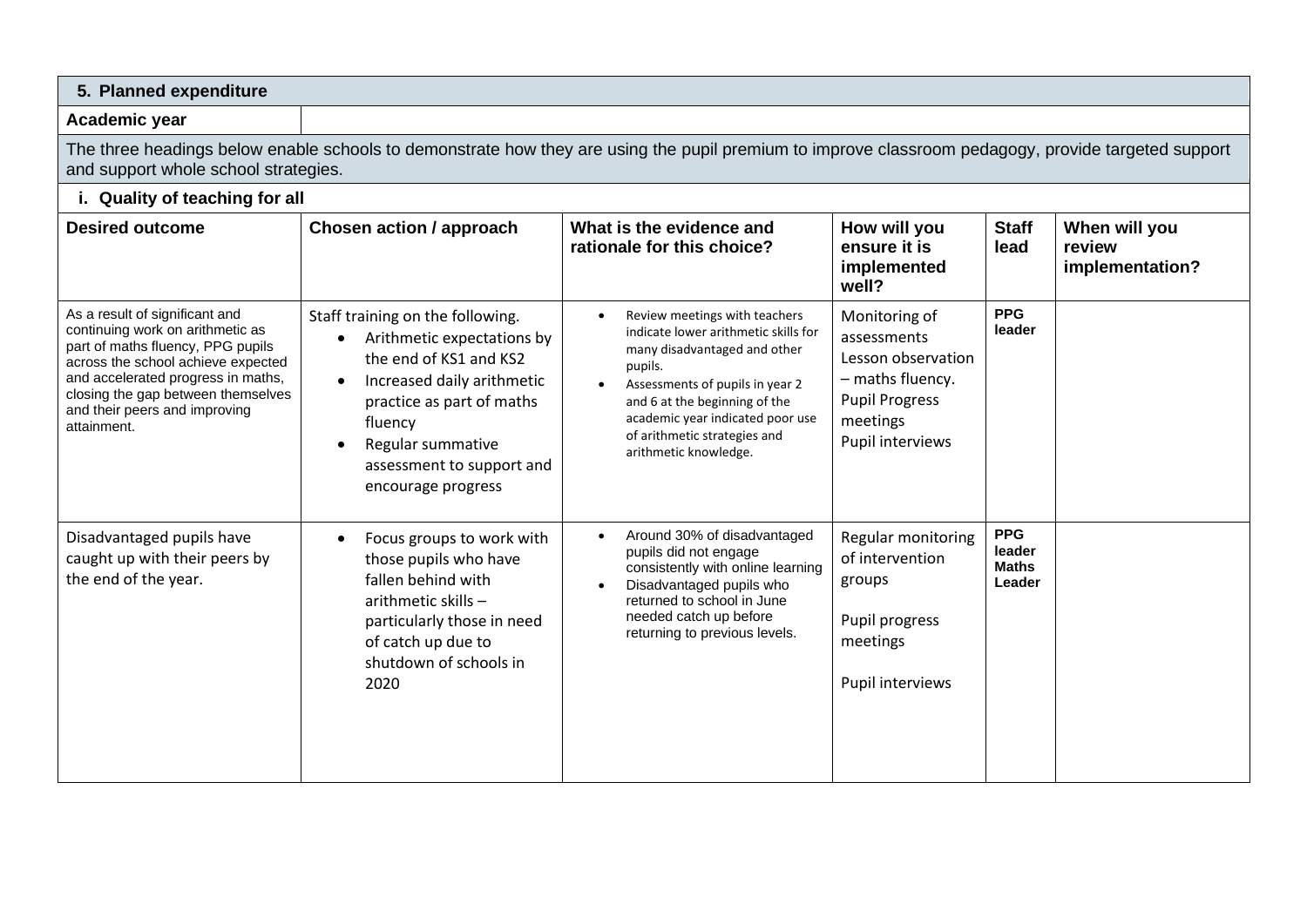## 5. Planned expenditure

**Academic year**

The three headings below enable schools to demonstrate how they are using the pupil premium to improve classroom pedagogy, provide targeted support and support whole school strategies.

### i. Quality of teaching for all

| Desired outcome | Chosen action / approach | What is the evidence and rationale for this choice? | How will you ensure it is implemented well? | Staff lead | When will you review implementation? |
|---|---|---|---|---|---|
| As a result of significant and continuing work on arithmetic as part of maths fluency, PPG pupils across the school achieve expected and accelerated progress in maths, closing the gap between themselves and their peers and improving attainment. | Staff training on the following.<br>• Arithmetic expectations by the end of KS1 and KS2<br>• Increased daily arithmetic practice as part of maths fluency<br>• Regular summative assessment to support and encourage progress | • Review meetings with teachers indicate lower arithmetic skills for many disadvantaged and other pupils.<br>• Assessments of pupils in year 2 and 6 at the beginning of the academic year indicated poor use of arithmetic strategies and arithmetic knowledge. | Monitoring of assessments<br>Lesson observation – maths fluency.<br>Pupil Progress meetings<br>Pupil interviews | **PPG leader** | |
| Disadvantaged pupils have caught up with their peers by the end of the year. | • Focus groups to work with those pupils who have fallen behind with arithmetic skills – particularly those in need of catch up due to shutdown of schools in 2020 | • Around 30% of disadvantaged pupils did not engage consistently with online learning<br>• Disadvantaged pupils who returned to school in June needed catch up before returning to previous levels. | Regular monitoring of intervention groups<br><br>Pupil progress meetings<br><br>Pupil interviews | **PPG leader Maths Leader** | |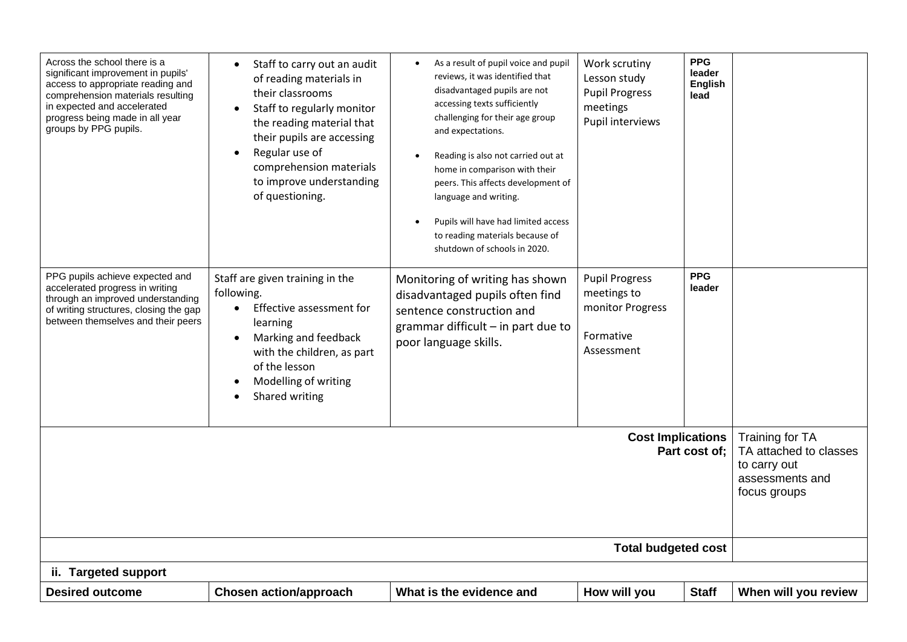| | | | | | |
|---|---|---|---|---|---|
| Across the school there is a significant improvement in pupils' access to appropriate reading and comprehension materials resulting in expected and accelerated progress being made in all year groups by PPG pupils. | • Staff to carry out an audit of reading materials in their classrooms<br>• Staff to regularly monitor the reading material that their pupils are accessing<br>• Regular use of comprehension materials to improve understanding of questioning. | • As a result of pupil voice and pupil reviews, it was identified that disadvantaged pupils are not accessing texts sufficiently challenging for their age group and expectations.<br>• Reading is also not carried out at home in comparison with their peers. This affects development of language and writing.<br>• Pupils will have had limited access to reading materials because of shutdown of schools in 2020. | Work scrutiny<br>Lesson study<br>Pupil Progress meetings<br>Pupil interviews | **PPG leader English lead** | |
| PPG pupils achieve expected and accelerated progress in writing through an improved understanding of writing structures, closing the gap between themselves and their peers | Staff are given training in the following.<br>• Effective assessment for learning<br>• Marking and feedback with the children, as part of the lesson<br>• Modelling of writing<br>• Shared writing | Monitoring of writing has shown disadvantaged pupils often find sentence construction and grammar difficult – in part due to poor language skills. | Pupil Progress meetings to monitor Progress<br><br>Formative Assessment | **PPG leader** | |
| | | | | **Cost Implications Part cost of;** | Training for TA<br>TA attached to classes to carry out assessments and focus groups |
| | | | | **Total budgeted cost** | |

**ii. Targeted support**

| Desired outcome | Chosen action/approach | What is the evidence and | How will you | Staff | When will you review |
|---|---|---|---|---|---|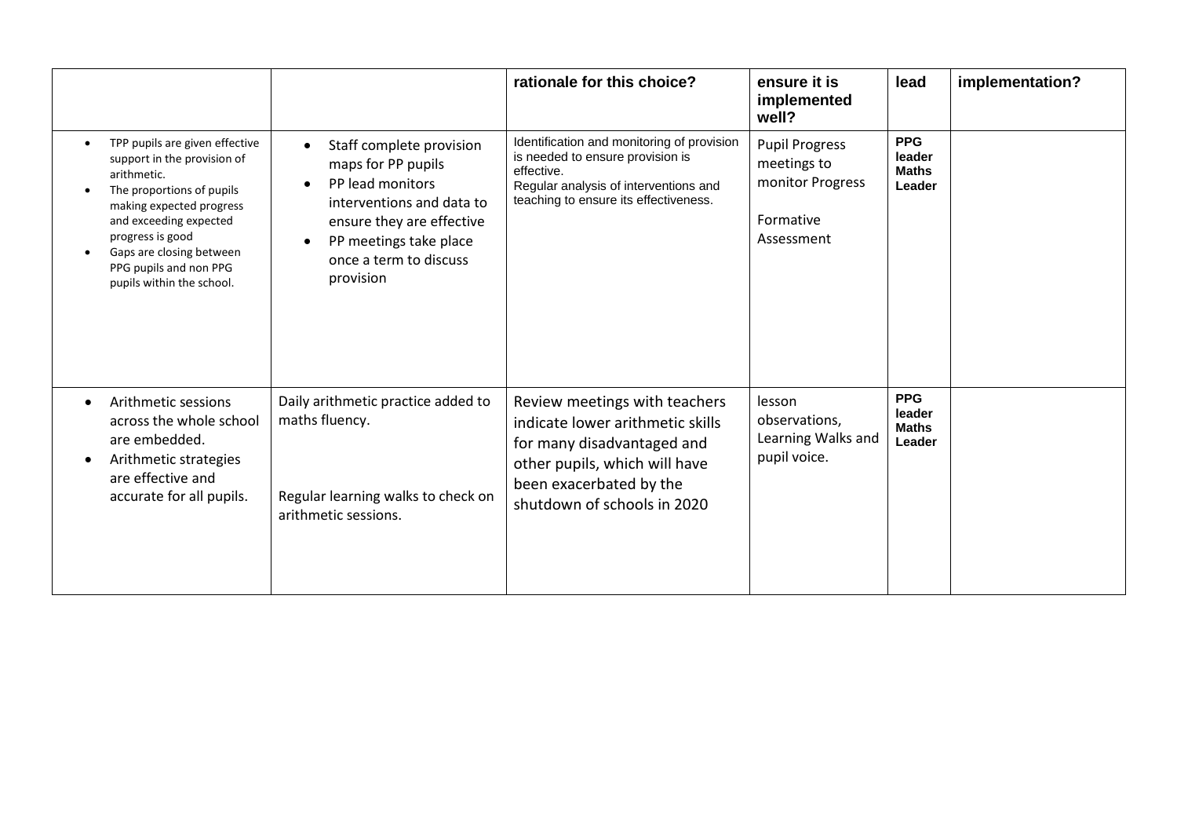| | | rationale for this choice? | ensure it is implemented well? | lead | implementation? |
|---|---|---|---|---|---|
| • TPP pupils are given effective support in the provision of arithmetic.<br>• The proportions of pupils making expected progress and exceeding expected progress is good<br>• Gaps are closing between PPG pupils and non PPG pupils within the school. | • Staff complete provision maps for PP pupils<br>• PP lead monitors interventions and data to ensure they are effective<br>• PP meetings take place once a term to discuss provision | Identification and monitoring of provision is needed to ensure provision is effective.<br>Regular analysis of interventions and teaching to ensure its effectiveness. | Pupil Progress meetings to monitor Progress<br><br>Formative Assessment | **PPG leader Maths Leader** | |
| • Arithmetic sessions across the whole school are embedded.<br>• Arithmetic strategies are effective and accurate for all pupils. | Daily arithmetic practice added to maths fluency.<br><br>Regular learning walks to check on arithmetic sessions. | Review meetings with teachers indicate lower arithmetic skills for many disadvantaged and other pupils, which will have been exacerbated by the shutdown of schools in 2020 | lesson observations, Learning Walks and pupil voice. | **PPG leader Maths Leader** | |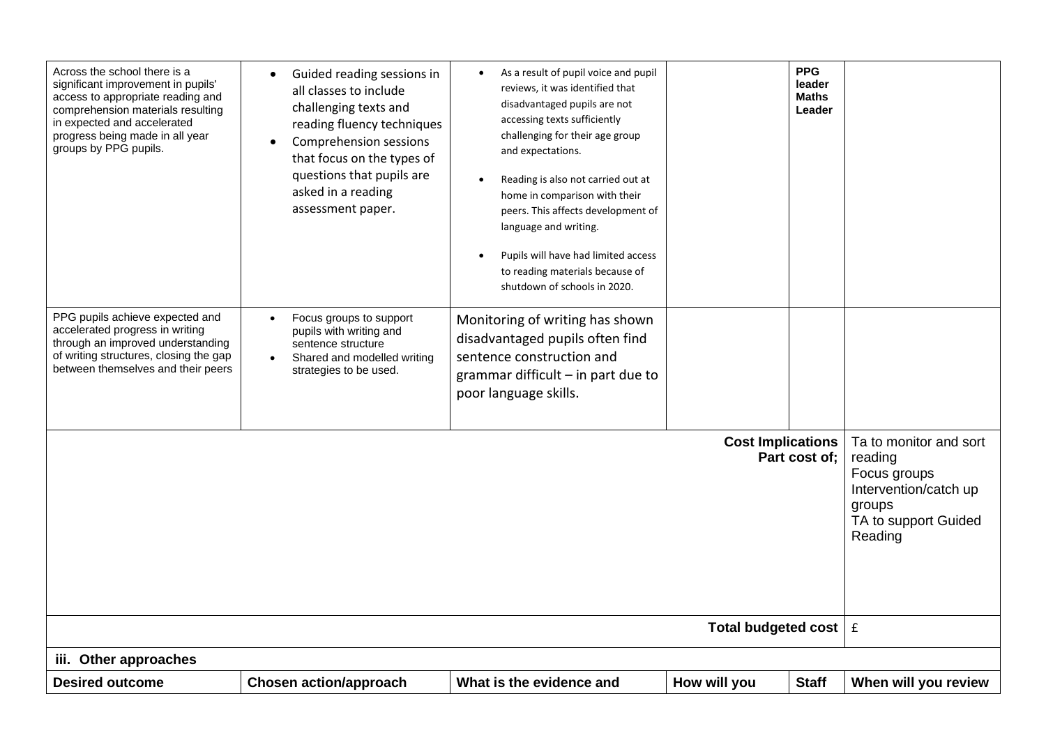| Across the school there is a significant improvement in pupils' access to appropriate reading and comprehension materials resulting in expected and accelerated progress being made in all year groups by PPG pupils. | • Guided reading sessions in all classes to include challenging texts and reading fluency techniques<br>• Comprehension sessions that focus on the types of questions that pupils are asked in a reading assessment paper. | • As a result of pupil voice and pupil reviews, it was identified that disadvantaged pupils are not accessing texts sufficiently challenging for their age group and expectations.<br>• Reading is also not carried out at home in comparison with their peers. This affects development of language and writing.<br>• Pupils will have had limited access to reading materials because of shutdown of schools in 2020. | | **PPG leader Maths Leader** | |
|---|---|---|---|---|---|
| PPG pupils achieve expected and accelerated progress in writing through an improved understanding of writing structures, closing the gap between themselves and their peers | • Focus groups to support pupils with writing and sentence structure<br>• Shared and modelled writing strategies to be used. | Monitoring of writing has shown disadvantaged pupils often find sentence construction and grammar difficult – in part due to poor language skills. | | | |
| | | | | **Cost Implications Part cost of;** | Ta to monitor and sort reading<br>Focus groups<br>Intervention/catch up groups<br>TA to support Guided Reading |
| | | | | **Total budgeted cost** | £ |

**iii. Other approaches**

| Desired outcome | Chosen action/approach | What is the evidence and | How will you | Staff | When will you review |
|---|---|---|---|---|---|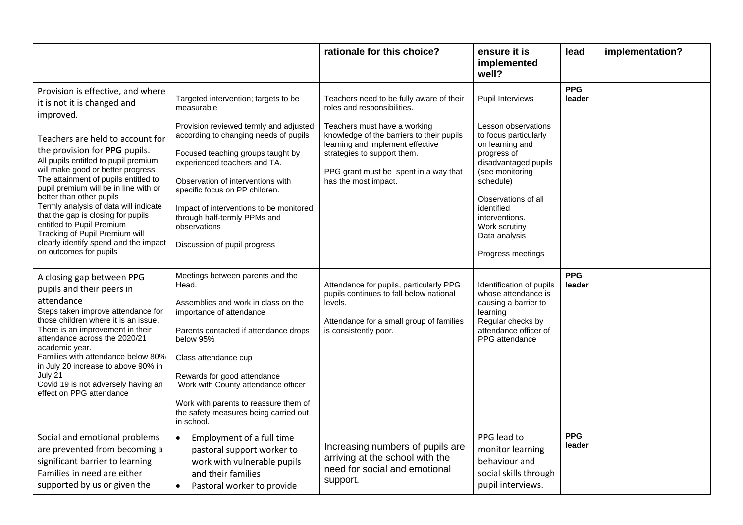| | | rationale for this choice? | ensure it is implemented well? | lead | implementation? |
|---|---|---|---|---|---|
| Provision is effective, and where it is not it is changed and improved.<br><br>Teachers are held to account for the provision for **PPG** pupils.<br>All pupils entitled to pupil premium will make good or better progress<br>The attainment of pupils entitled to pupil premium will be in line with or better than other pupils<br>Termly analysis of data will indicate that the gap is closing for pupils entitled to Pupil Premium<br>Tracking of Pupil Premium will clearly identify spend and the impact on outcomes for pupils | Targeted intervention; targets to be measurable<br><br>Provision reviewed termly and adjusted according to changing needs of pupils<br><br>Focused teaching groups taught by experienced teachers and TA.<br><br>Observation of interventions with specific focus on PP children.<br><br>Impact of interventions to be monitored through half-termly PPMs and observations<br><br>Discussion of pupil progress | Teachers need to be fully aware of their roles and responsibilities.<br><br>Teachers must have a working knowledge of the barriers to their pupils learning and implement effective strategies to support them.<br><br>PPG grant must be spent in a way that has the most impact. | Pupil Interviews<br><br>Lesson observations to focus particularly on learning and progress of disadvantaged pupils (see monitoring schedule)<br><br>Observations of all identified interventions.<br>Work scrutiny<br>Data analysis<br><br>Progress meetings | **PPG leader** | |
| A closing gap between PPG pupils and their peers in attendance<br>Steps taken improve attendance for those children where it is an issue.<br>There is an improvement in their attendance across the 2020/21 academic year.<br>Families with attendance below 80% in July 20 increase to above 90% in July 21<br>Covid 19 is not adversely having an effect on PPG attendance | Meetings between parents and the Head.<br><br>Assemblies and work in class on the importance of attendance<br><br>Parents contacted if attendance drops below 95%<br><br>Class attendance cup<br><br>Rewards for good attendance<br>Work with County attendance officer<br><br>Work with parents to reassure them of the safety measures being carried out in school. | Attendance for pupils, particularly PPG pupils continues to fall below national levels.<br><br>Attendance for a small group of families is consistently poor. | Identification of pupils whose attendance is causing a barrier to learning<br>Regular checks by attendance officer of PPG attendance | **PPG leader** | |
| Social and emotional problems are prevented from becoming a significant barrier to learning<br>Families in need are either supported by us or given the | • Employment of a full time pastoral support worker to work with vulnerable pupils and their families<br>• Pastoral worker to provide | Increasing numbers of pupils are arriving at the school with the need for social and emotional support. | PPG lead to monitor learning behaviour and social skills through pupil interviews. | **PPG leader** | |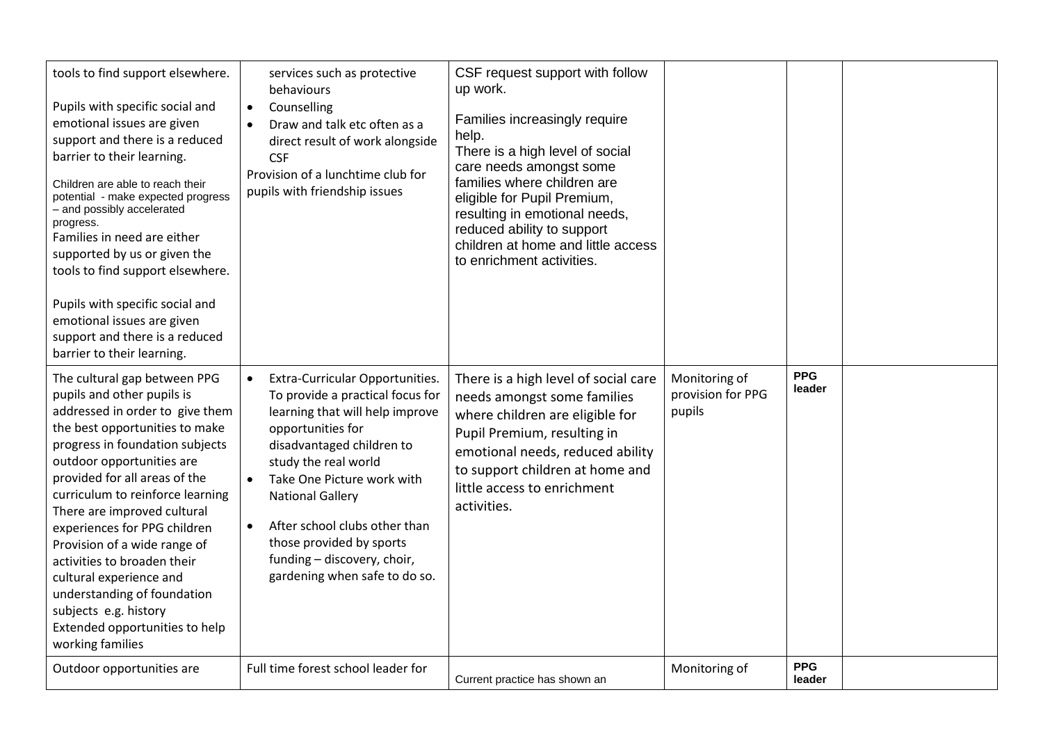| | | | | | |
|---|---|---|---|---|---|
| tools to find support elsewhere.<br><br>Pupils with specific social and emotional issues are given support and there is a reduced barrier to their learning.<br><br>Children are able to reach their potential - make expected progress – and possibly accelerated progress.<br>Families in need are either supported by us or given the tools to find support elsewhere.<br><br>Pupils with specific social and emotional issues are given support and there is a reduced barrier to their learning. | services such as protective behaviours<br>• Counselling<br>• Draw and talk etc often as a direct result of work alongside CSF<br>Provision of a lunchtime club for pupils with friendship issues | CSF request support with follow up work.<br><br>Families increasingly require help.<br>There is a high level of social care needs amongst some families where children are eligible for Pupil Premium, resulting in emotional needs, reduced ability to support children at home and little access to enrichment activities. | | | |
| The cultural gap between PPG pupils and other pupils is addressed in order to give them the best opportunities to make progress in foundation subjects outdoor opportunities are provided for all areas of the curriculum to reinforce learning<br>There are improved cultural experiences for PPG children<br>Provision of a wide range of activities to broaden their cultural experience and understanding of foundation subjects e.g. history<br>Extended opportunities to help working families | • Extra-Curricular Opportunities. To provide a practical focus for learning that will help improve opportunities for disadvantaged children to study the real world<br>• Take One Picture work with National Gallery<br>• After school clubs other than those provided by sports funding – discovery, choir, gardening when safe to do so. | There is a high level of social care needs amongst some families where children are eligible for Pupil Premium, resulting in emotional needs, reduced ability to support children at home and little access to enrichment activities. | Monitoring of provision for PPG pupils | **PPG leader** | |
| Outdoor opportunities are | Full time forest school leader for | Current practice has shown an | Monitoring of | **PPG leader** | |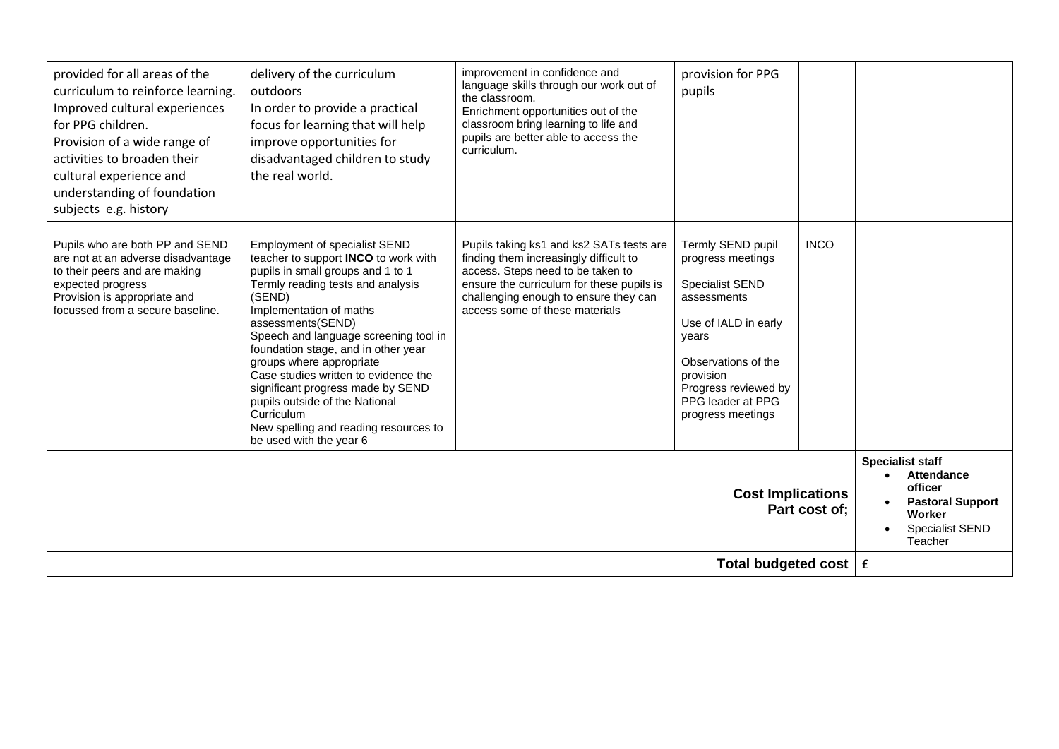| | | | | | |
|---|---|---|---|---|---|
| provided for all areas of the curriculum to reinforce learning.<br>Improved cultural experiences for PPG children.<br>Provision of a wide range of activities to broaden their cultural experience and understanding of foundation subjects e.g. history | delivery of the curriculum outdoors<br>In order to provide a practical focus for learning that will help improve opportunities for disadvantaged children to study the real world. | improvement in confidence and language skills through our work out of the classroom.<br>Enrichment opportunities out of the classroom bring learning to life and pupils are better able to access the curriculum. | provision for PPG pupils | | |
| Pupils who are both PP and SEND are not at an adverse disadvantage to their peers and are making expected progress<br>Provision is appropriate and focussed from a secure baseline. | Employment of specialist SEND teacher to support **INCO** to work with pupils in small groups and 1 to 1<br>Termly reading tests and analysis (SEND)<br>Implementation of maths assessments(SEND)<br>Speech and language screening tool in foundation stage, and in other year groups where appropriate<br>Case studies written to evidence the significant progress made by SEND pupils outside of the National Curriculum<br>New spelling and reading resources to be used with the year 6 | Pupils taking ks1 and ks2 SATs tests are finding them increasingly difficult to access. Steps need to be taken to ensure the curriculum for these pupils is challenging enough to ensure they can access some of these materials | Termly SEND pupil progress meetings<br><br>Specialist SEND assessments<br><br>Use of IALD in early years<br><br>Observations of the provision<br>Progress reviewed by PPG leader at PPG progress meetings | INCO | |
| | | | | **Cost Implications Part cost of;** | **Specialist staff**<br>• **Attendance officer**<br>• **Pastoral Support Worker**<br>• Specialist SEND Teacher |
| | | | | **Total budgeted cost** | £ |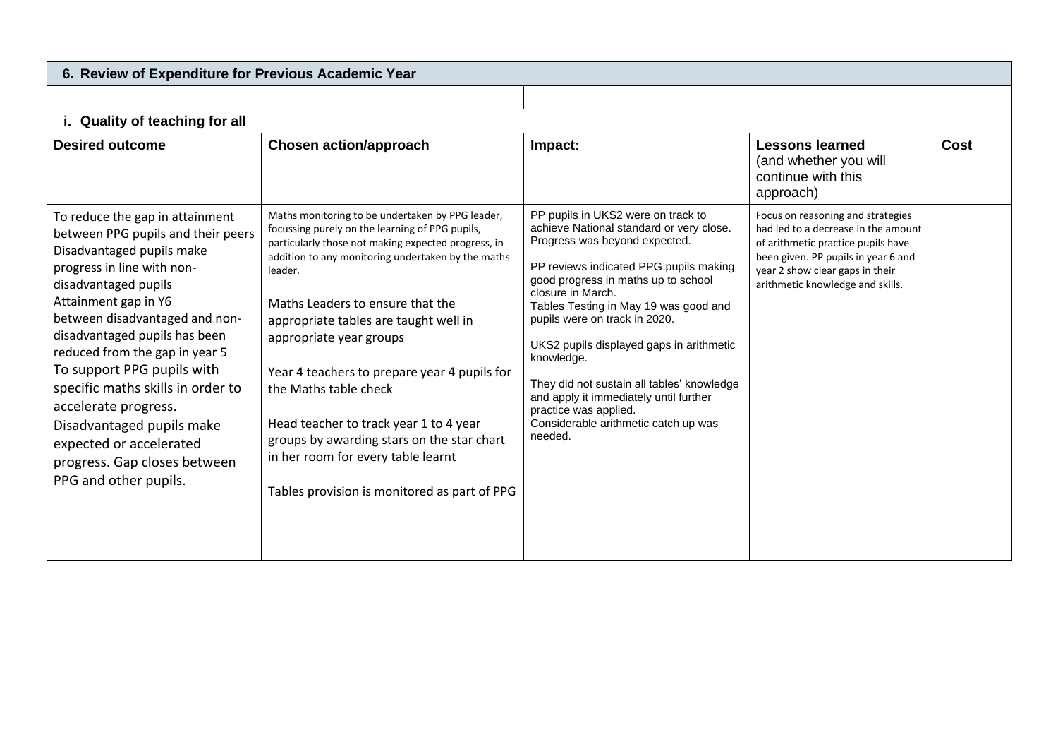## 6. Review of Expenditure for Previous Academic Year

### i. Quality of teaching for all

| Desired outcome | Chosen action/approach | Impact: | Lessons learned (and whether you will continue with this approach) | Cost |
|---|---|---|---|---|
| To reduce the gap in attainment between PPG pupils and their peers<br>Disadvantaged pupils make progress in line with non-disadvantaged pupils<br>Attainment gap in Y6 between disadvantaged and non-disadvantaged pupils has been reduced from the gap in year 5<br>To support PPG pupils with specific maths skills in order to accelerate progress.<br>Disadvantaged pupils make expected or accelerated progress. Gap closes between PPG and other pupils. | Maths monitoring to be undertaken by PPG leader, focussing purely on the learning of PPG pupils, particularly those not making expected progress, in addition to any monitoring undertaken by the maths leader.<br><br>Maths Leaders to ensure that the appropriate tables are taught well in appropriate year groups<br><br>Year 4 teachers to prepare year 4 pupils for the Maths table check<br><br>Head teacher to track year 1 to 4 year groups by awarding stars on the star chart in her room for every table learnt<br><br>Tables provision is monitored as part of PPG | PP pupils in UKS2 were on track to achieve National standard or very close. Progress was beyond expected.<br><br>PP reviews indicated PPG pupils making good progress in maths up to school closure in March.<br>Tables Testing in May 19 was good and pupils were on track in 2020.<br><br>UKS2 pupils displayed gaps in arithmetic knowledge.<br><br>They did not sustain all tables' knowledge and apply it immediately until further practice was applied.<br>Considerable arithmetic catch up was needed. | Focus on reasoning and strategies had led to a decrease in the amount of arithmetic practice pupils have been given. PP pupils in year 6 and year 2 show clear gaps in their arithmetic knowledge and skills. | |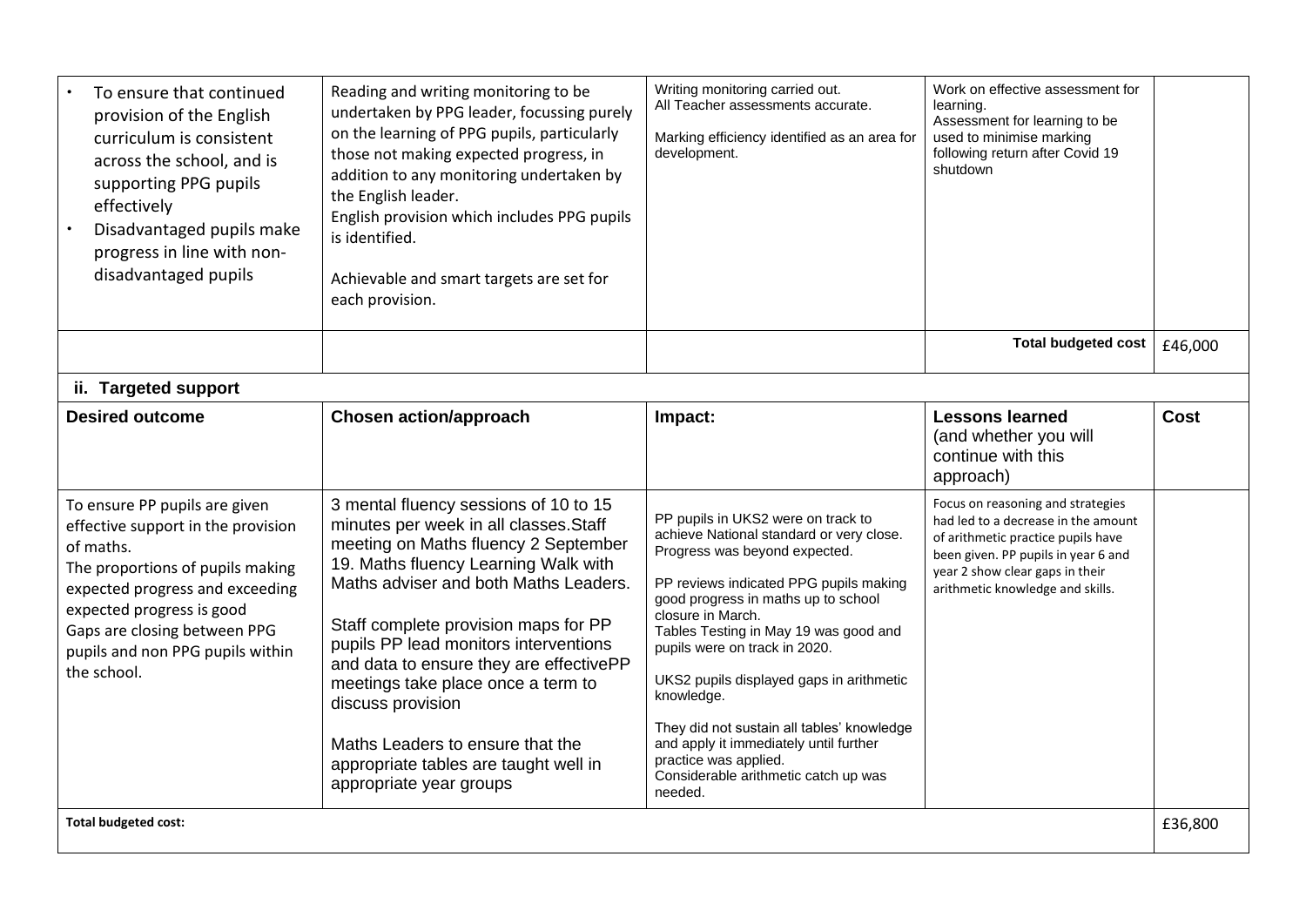| | | | | |
|---|---|---|---|---|
| • To ensure that continued provision of the English curriculum is consistent across the school, and is supporting PPG pupils effectively<br>• Disadvantaged pupils make progress in line with non-disadvantaged pupils | Reading and writing monitoring to be undertaken by PPG leader, focussing purely on the learning of PPG pupils, particularly those not making expected progress, in addition to any monitoring undertaken by the English leader.<br>English provision which includes PPG pupils is identified.<br><br>Achievable and smart targets are set for each provision. | Writing monitoring carried out.<br>All Teacher assessments accurate.<br><br>Marking efficiency identified as an area for development. | Work on effective assessment for learning.<br>Assessment for learning to be used to minimise marking following return after Covid 19 shutdown | |
| | | | **Total budgeted cost** | £46,000 |

**ii. Targeted support**

| Desired outcome | Chosen action/approach | Impact: | Lessons learned (and whether you will continue with this approach) | Cost |
|---|---|---|---|---|
| To ensure PP pupils are given effective support in the provision of maths.<br>The proportions of pupils making expected progress and exceeding expected progress is good<br>Gaps are closing between PPG pupils and non PPG pupils within the school. | 3 mental fluency sessions of 10 to 15 minutes per week in all classes.Staff meeting on Maths fluency 2 September 19. Maths fluency Learning Walk with Maths adviser and both Maths Leaders.<br><br>Staff complete provision maps for PP pupils PP lead monitors interventions and data to ensure they are effectivePP meetings take place once a term to discuss provision<br><br>Maths Leaders to ensure that the appropriate tables are taught well in appropriate year groups | PP pupils in UKS2 were on track to achieve National standard or very close. Progress was beyond expected.<br><br>PP reviews indicated PPG pupils making good progress in maths up to school closure in March.<br>Tables Testing in May 19 was good and pupils were on track in 2020.<br><br>UKS2 pupils displayed gaps in arithmetic knowledge.<br><br>They did not sustain all tables' knowledge and apply it immediately until further practice was applied.<br>Considerable arithmetic catch up was needed. | Focus on reasoning and strategies had led to a decrease in the amount of arithmetic practice pupils have been given. PP pupils in year 6 and year 2 show clear gaps in their arithmetic knowledge and skills. | |
| **Total budgeted cost:** | | | | £36,800 |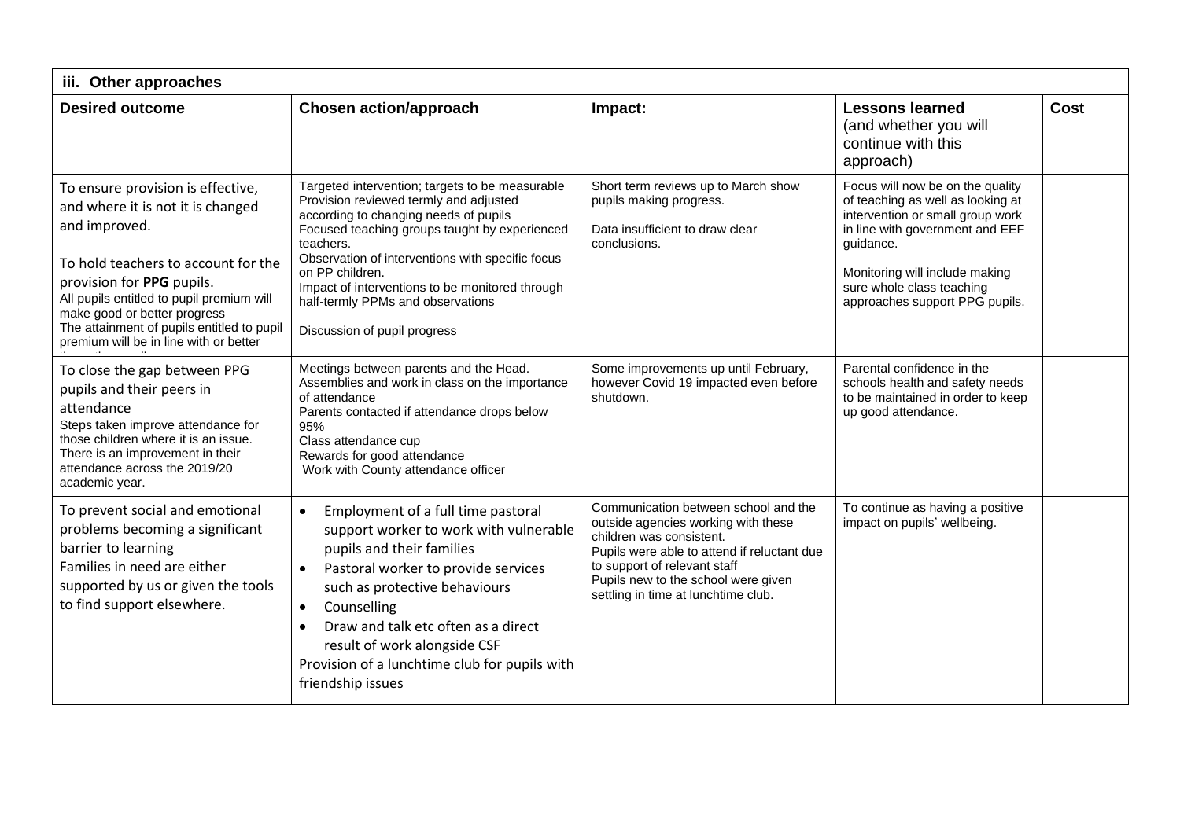| iii. Other approaches | | | | |
|---|---|---|---|---|
| **Desired outcome** | **Chosen action/approach** | **Impact:** | **Lessons learned** (and whether you will continue with this approach) | **Cost** |
| To ensure provision is effective, and where it is not it is changed and improved.<br><br>To hold teachers to account for the provision for **PPG** pupils.<br>All pupils entitled to pupil premium will make good or better progress<br>The attainment of pupils entitled to pupil premium will be in line with or better | Targeted intervention; targets to be measurable<br>Provision reviewed termly and adjusted according to changing needs of pupils<br>Focused teaching groups taught by experienced teachers.<br>Observation of interventions with specific focus on PP children.<br>Impact of interventions to be monitored through half-termly PPMs and observations<br><br>Discussion of pupil progress | Short term reviews up to March show pupils making progress.<br><br>Data insufficient to draw clear conclusions. | Focus will now be on the quality of teaching as well as looking at intervention or small group work in line with government and EEF guidance.<br><br>Monitoring will include making sure whole class teaching approaches support PPG pupils. | |
| To close the gap between PPG pupils and their peers in attendance<br>Steps taken improve attendance for those children where it is an issue.<br>There is an improvement in their attendance across the 2019/20 academic year. | Meetings between parents and the Head.<br>Assemblies and work in class on the importance of attendance<br>Parents contacted if attendance drops below 95%<br>Class attendance cup<br>Rewards for good attendance<br>Work with County attendance officer | Some improvements up until February, however Covid 19 impacted even before shutdown. | Parental confidence in the schools health and safety needs to be maintained in order to keep up good attendance. | |
| To prevent social and emotional problems becoming a significant barrier to learning<br>Families in need are either supported by us or given the tools to find support elsewhere. | • Employment of a full time pastoral support worker to work with vulnerable pupils and their families<br>• Pastoral worker to provide services such as protective behaviours<br>• Counselling<br>• Draw and talk etc often as a direct result of work alongside CSF<br>Provision of a lunchtime club for pupils with friendship issues | Communication between school and the outside agencies working with these children was consistent.<br>Pupils were able to attend if reluctant due to support of relevant staff<br>Pupils new to the school were given settling in time at lunchtime club. | To continue as having a positive impact on pupils' wellbeing. | |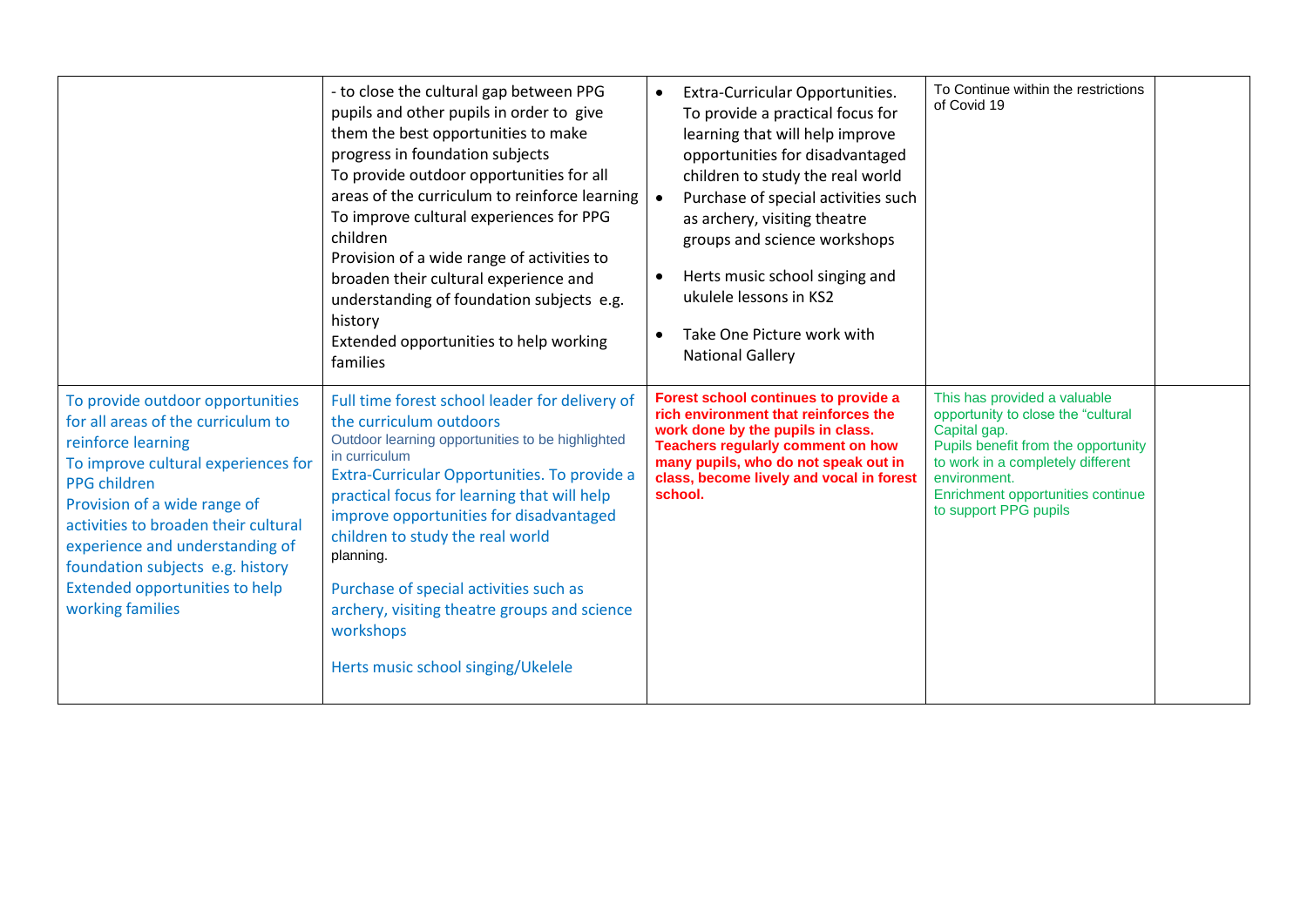| | | | | |
|---|---|---|---|---|
| | - to close the cultural gap between PPG pupils and other pupils in order to give them the best opportunities to make progress in foundation subjects<br>To provide outdoor opportunities for all areas of the curriculum to reinforce learning<br>To improve cultural experiences for PPG children<br>Provision of a wide range of activities to broaden their cultural experience and understanding of foundation subjects e.g. history<br>Extended opportunities to help working families | • Extra-Curricular Opportunities. To provide a practical focus for learning that will help improve opportunities for disadvantaged children to study the real world<br>• Purchase of special activities such as archery, visiting theatre groups and science workshops<br>• Herts music school singing and ukulele lessons in KS2<br>• Take One Picture work with National Gallery | To Continue within the restrictions of Covid 19 | |
| To provide outdoor opportunities for all areas of the curriculum to reinforce learning<br>To improve cultural experiences for PPG children<br>Provision of a wide range of activities to broaden their cultural experience and understanding of foundation subjects e.g. history<br>Extended opportunities to help working families | Full time forest school leader for delivery of the curriculum outdoors<br>Outdoor learning opportunities to be highlighted in curriculum<br>Extra-Curricular Opportunities. To provide a practical focus for learning that will help improve opportunities for disadvantaged children to study the real world<br>planning.<br>Purchase of special activities such as archery, visiting theatre groups and science workshops<br>Herts music school singing/Ukelele | **Forest school continues to provide a rich environment that reinforces the work done by the pupils in class. Teachers regularly comment on how many pupils, who do not speak out in class, become lively and vocal in forest school.** | This has provided a valuable opportunity to close the "cultural Capital gap.<br>Pupils benefit from the opportunity to work in a completely different environment.<br>Enrichment opportunities continue to support PPG pupils | |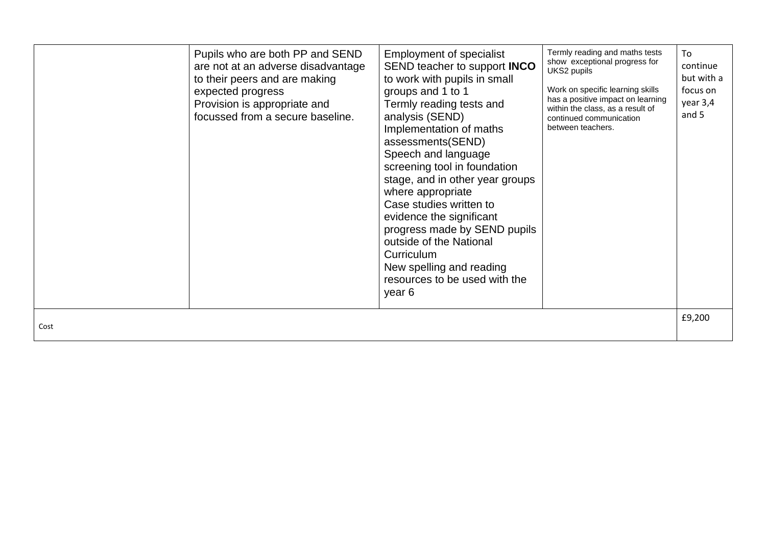| | | | | |
|---|---|---|---|---|
| | Pupils who are both PP and SEND are not at an adverse disadvantage to their peers and are making expected progress<br>Provision is appropriate and focussed from a secure baseline. | Employment of specialist SEND teacher to support **INCO** to work with pupils in small groups and 1 to 1<br>Termly reading tests and analysis (SEND)<br>Implementation of maths assessments(SEND)<br>Speech and language screening tool in foundation stage, and in other year groups where appropriate<br>Case studies written to evidence the significant progress made by SEND pupils outside of the National Curriculum<br>New spelling and reading resources to be used with the year 6 | Termly reading and maths tests show exceptional progress for UKS2 pupils<br><br>Work on specific learning skills has a positive impact on learning within the class, as a result of continued communication between teachers. | To continue but with a focus on year 3,4 and 5 |
| Cost | | | | £9,200 |